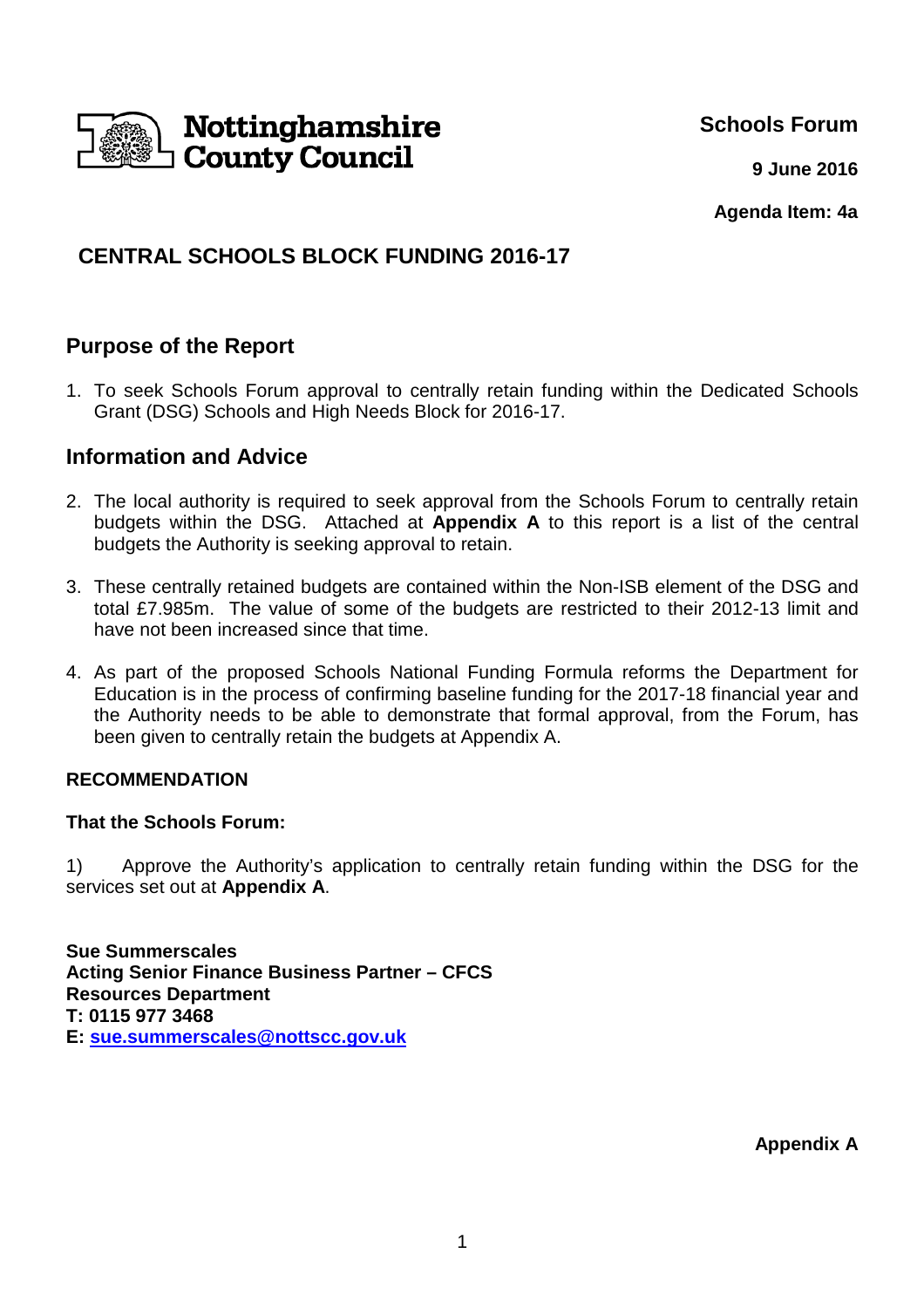Nottinghamshire County Council

**Schools Forum**

**9 June 2016**

**Agenda Item: 4a**

# CENTRAL SCHOOLS BLOCK FUNDING 2016-17

## Purpose of the Report

1. To seek Schools Forum approval to centrally retain funding within the Dedicated Schools Grant (DSG) Schools and High Needs Block for 2016-17.

## Information and Advice

2. The local authority is required to seek approval from the Schools Forum to centrally retain budgets within the DSG. Attached at **Appendix A** to this report is a list of the central budgets the Authority is seeking approval to retain.

3. These centrally retained budgets are contained within the Non-ISB element of the DSG and total £7.985m. The value of some of the budgets are restricted to their 2012-13 limit and have not been increased since that time.

4. As part of the proposed Schools National Funding Formula reforms the Department for Education is in the process of confirming baseline funding for the 2017-18 financial year and the Authority needs to be able to demonstrate that formal approval, from the Forum, has been given to centrally retain the budgets at Appendix A.

**RECOMMENDATION**

**That the Schools Forum:**

1) Approve the Authority's application to centrally retain funding within the DSG for the services set out at **Appendix A**.

**Sue Summerscales**
**Acting Senior Finance Business Partner – CFCS**
**Resources Department**
**T: 0115 977 3468**
**E: sue.summerscales@nottscc.gov.uk**

**Appendix A**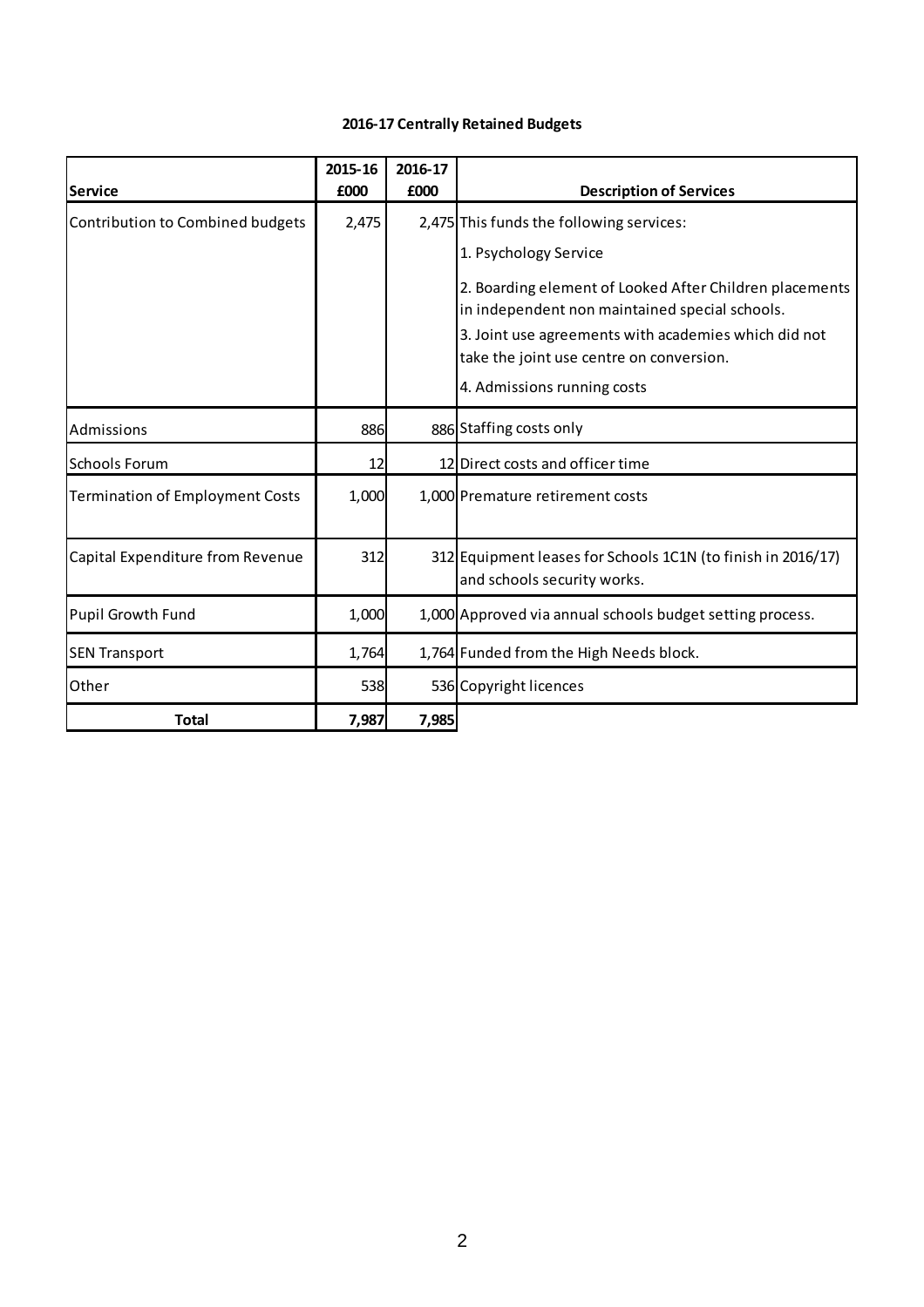**2016-17 Centrally Retained Budgets**

| Service | 2015-16 £000 | 2016-17 £000 | Description of Services |
|---|---|---|---|
| Contribution to Combined budgets | 2,475 | 2,475 | This funds the following services:<br>1. Psychology Service<br>2. Boarding element of Looked After Children placements in independent non maintained special schools.<br>3. Joint use agreements with academies which did not take the joint use centre on conversion.<br>4. Admissions running costs |
| Admissions | 886 | 886 | Staffing costs only |
| Schools Forum | 12 | 12 | Direct costs and officer time |
| Termination of Employment Costs | 1,000 | 1,000 | Premature retirement costs |
| Capital Expenditure from Revenue | 312 | 312 | Equipment leases for Schools 1C1N (to finish in 2016/17) and schools security works. |
| Pupil Growth Fund | 1,000 | 1,000 | Approved via annual schools budget setting process. |
| SEN Transport | 1,764 | 1,764 | Funded from the High Needs block. |
| Other | 538 | 536 | Copyright licences |
| **Total** | **7,987** | **7,985** | |